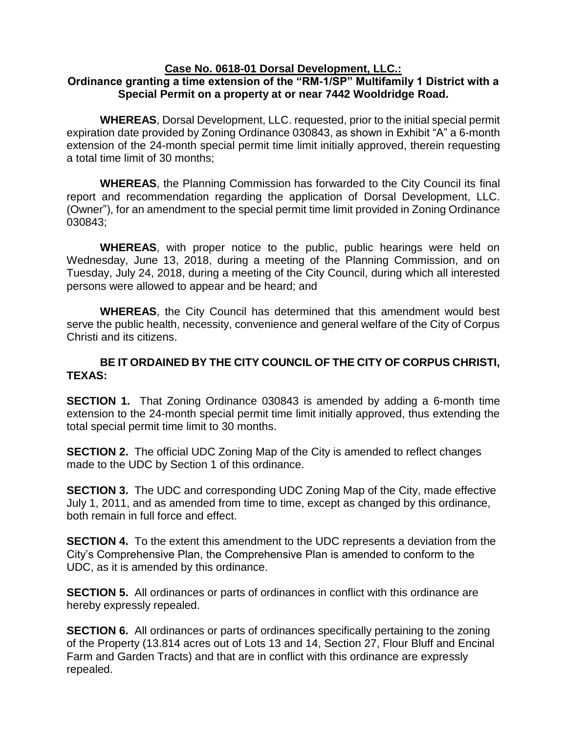**Case No. 0618-01 Dorsal Development, LLC.:**
**Ordinance granting a time extension of the "RM-1/SP" Multifamily 1 District with a Special Permit on a property at or near 7442 Wooldridge Road.**

**WHEREAS**, Dorsal Development, LLC. requested, prior to the initial special permit expiration date provided by Zoning Ordinance 030843, as shown in Exhibit "A" a 6-month extension of the 24-month special permit time limit initially approved, therein requesting a total time limit of 30 months;

**WHEREAS**, the Planning Commission has forwarded to the City Council its final report and recommendation regarding the application of Dorsal Development, LLC. (Owner"), for an amendment to the special permit time limit provided in Zoning Ordinance 030843;

**WHEREAS**, with proper notice to the public, public hearings were held on Wednesday, June 13, 2018, during a meeting of the Planning Commission, and on Tuesday, July 24, 2018, during a meeting of the City Council, during which all interested persons were allowed to appear and be heard; and

**WHEREAS**, the City Council has determined that this amendment would best serve the public health, necessity, convenience and general welfare of the City of Corpus Christi and its citizens.

**BE IT ORDAINED BY THE CITY COUNCIL OF THE CITY OF CORPUS CHRISTI, TEXAS:**

**SECTION 1.** That Zoning Ordinance 030843 is amended by adding a 6-month time extension to the 24-month special permit time limit initially approved, thus extending the total special permit time limit to 30 months.

**SECTION 2.** The official UDC Zoning Map of the City is amended to reflect changes made to the UDC by Section 1 of this ordinance.

**SECTION 3.** The UDC and corresponding UDC Zoning Map of the City, made effective July 1, 2011, and as amended from time to time, except as changed by this ordinance, both remain in full force and effect.

**SECTION 4.** To the extent this amendment to the UDC represents a deviation from the City's Comprehensive Plan, the Comprehensive Plan is amended to conform to the UDC, as it is amended by this ordinance.

**SECTION 5.** All ordinances or parts of ordinances in conflict with this ordinance are hereby expressly repealed.

**SECTION 6.** All ordinances or parts of ordinances specifically pertaining to the zoning of the Property (13.814 acres out of Lots 13 and 14, Section 27, Flour Bluff and Encinal Farm and Garden Tracts) and that are in conflict with this ordinance are expressly repealed.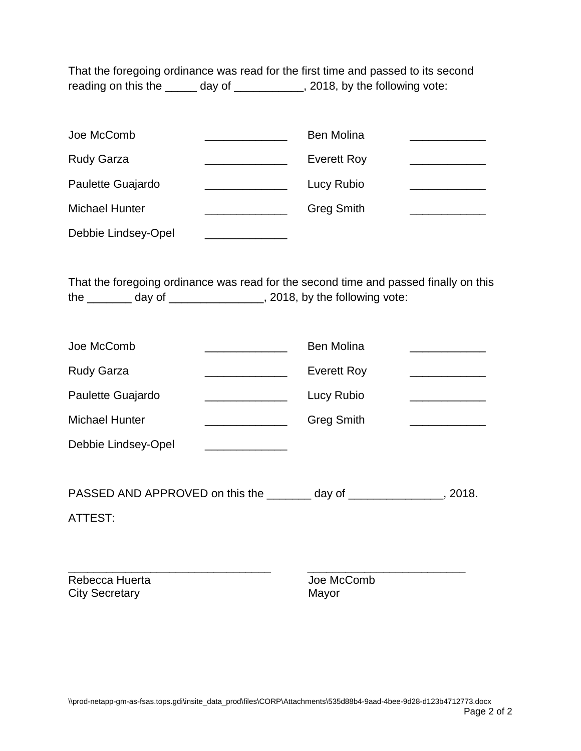That the foregoing ordinance was read for the first time and passed to its second reading on this the _____ day of ___________, 2018, by the following vote:

| | | | |
|---|---|---|---|
| Joe McComb | _____________ | Ben Molina | ____________ |
| Rudy Garza | _____________ | Everett Roy | ____________ |
| Paulette Guajardo | _____________ | Lucy Rubio | ____________ |
| Michael Hunter | _____________ | Greg Smith | ____________ |
| Debbie Lindsey-Opel | _____________ | | |

That the foregoing ordinance was read for the second time and passed finally on this the _______ day of _______________, 2018, by the following vote:

| | | | |
|---|---|---|---|
| Joe McComb | _____________ | Ben Molina | ____________ |
| Rudy Garza | _____________ | Everett Roy | ____________ |
| Paulette Guajardo | _____________ | Lucy Rubio | ____________ |
| Michael Hunter | _____________ | Greg Smith | ____________ |
| Debbie Lindsey-Opel | _____________ | | |

PASSED AND APPROVED on this the _______ day of _______________, 2018.

ATTEST:

________________________________ &nbsp;&nbsp;&nbsp;&nbsp; _________________________

Rebecca Huerta
City Secretary

Joe McComb
Mayor

\\prod-netapp-gm-as-fsas.tops.gdi\insite_data_prod\files\CORP\Attachments\535d88b4-9aad-4bee-9d28-d123b4712773.docx